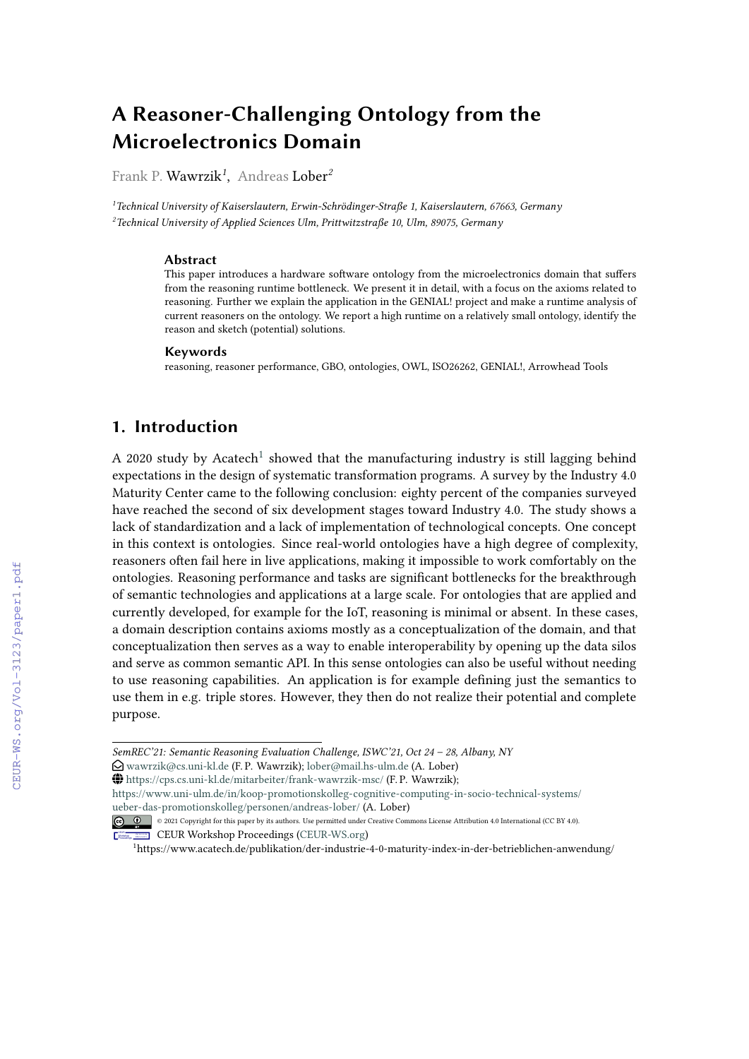# A Reasoner-Challenging Ontology from the Microelectronics Domain

Frank P. Wawrzik[1], Andreas Lober[2]

[1]*Technical University of Kaiserslautern, Erwin-Schrödinger-Straße 1, Kaiserslautern, 67663, Germany*
[2]*Technical University of Applied Sciences Ulm, Prittwitzstraße 10, Ulm, 89075, Germany*

### Abstract

This paper introduces a hardware software ontology from the microelectronics domain that suffers from the reasoning runtime bottleneck. We present it in detail, with a focus on the axioms related to reasoning. Further we explain the application in the GENIAL! project and make a runtime analysis of current reasoners on the ontology. We report a high runtime on a relatively small ontology, identify the reason and sketch (potential) solutions.

### Keywords

reasoning, reasoner performance, GBO, ontologies, OWL, ISO26262, GENIAL!, Arrowhead Tools

## 1. Introduction

A 2020 study by Acatech[1] showed that the manufacturing industry is still lagging behind expectations in the design of systematic transformation programs. A survey by the Industry 4.0 Maturity Center came to the following conclusion: eighty percent of the companies surveyed have reached the second of six development stages toward Industry 4.0. The study shows a lack of standardization and a lack of implementation of technological concepts. One concept in this context is ontologies. Since real-world ontologies have a high degree of complexity, reasoners often fail here in live applications, making it impossible to work comfortably on the ontologies. Reasoning performance and tasks are significant bottlenecks for the breakthrough of semantic technologies and applications at a large scale. For ontologies that are applied and currently developed, for example for the IoT, reasoning is minimal or absent. In these cases, a domain description contains axioms mostly as a conceptualization of the domain, and that conceptualization then serves as a way to enable interoperability by opening up the data silos and serve as common semantic API. In this sense ontologies can also be useful without needing to use reasoning capabilities. An application is for example defining just the semantics to use them in e.g. triple stores. However, they then do not realize their potential and complete purpose.

---

*SemREC'21: Semantic Reasoning Evaluation Challenge, ISWC'21, Oct 24 – 28, Albany, NY*
wawrzik@cs.uni-kl.de (F. P. Wawrzik); lober@mail.hs-ulm.de (A. Lober)
https://cps.cs.uni-kl.de/mitarbeiter/frank-wawrzik-msc/ (F. P. Wawrzik);
https://www.uni-ulm.de/in/koop-promotionskolleg-cognitive-computing-in-socio-technical-systems/ueber-das-promotionskolleg/personen/andreas-lober/ (A. Lober)
© 2021 Copyright for this paper by its authors. Use permitted under Creative Commons License Attribution 4.0 International (CC BY 4.0).
CEUR Workshop Proceedings (CEUR-WS.org)

[1] https://www.acatech.de/publikation/der-industrie-4-0-maturity-index-in-der-betrieblichen-anwendung/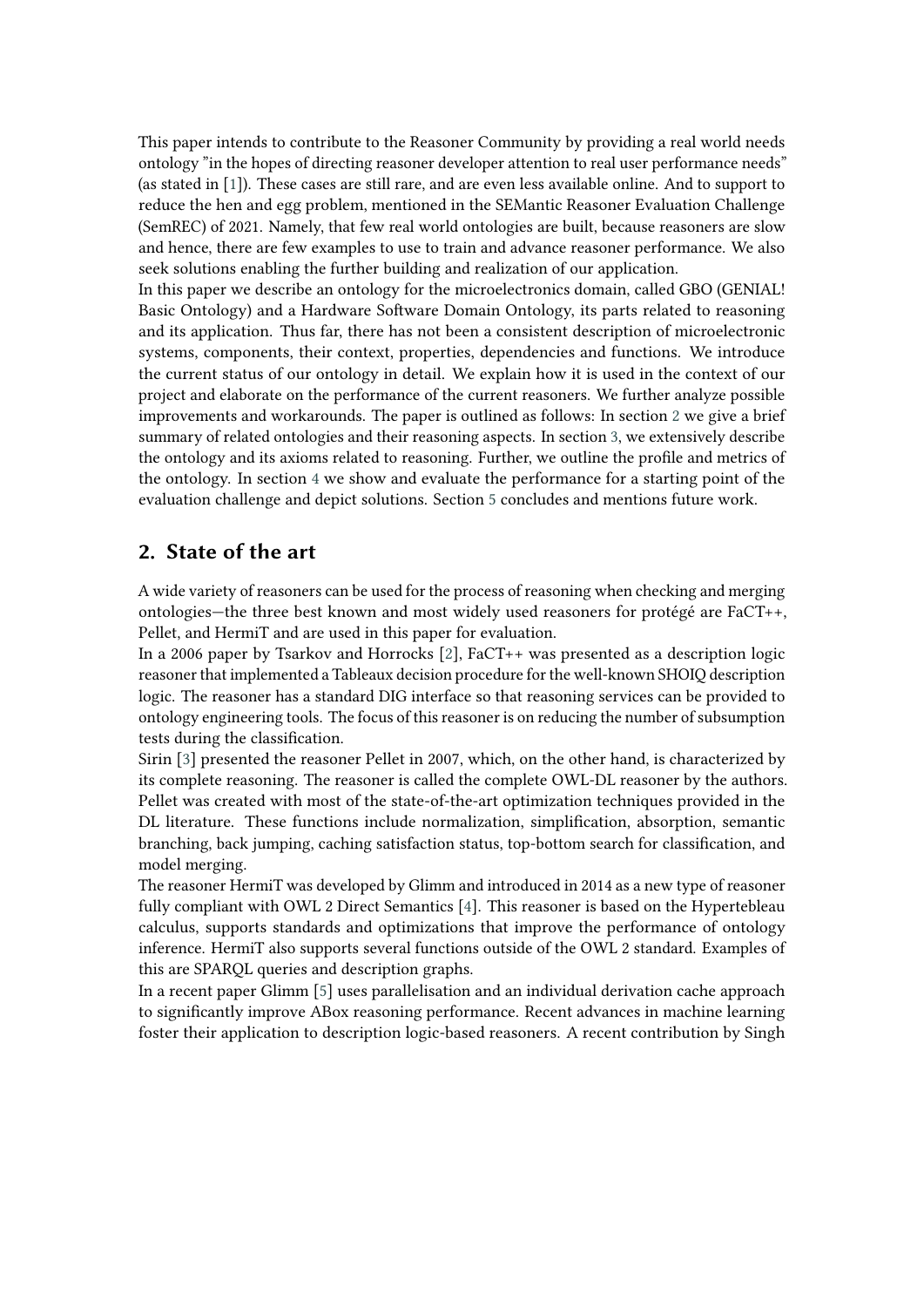This paper intends to contribute to the Reasoner Community by providing a real world needs ontology "in the hopes of directing reasoner developer attention to real user performance needs" (as stated in [1]). These cases are still rare, and are even less available online. And to support to reduce the hen and egg problem, mentioned in the SEMantic Reasoner Evaluation Challenge (SemREC) of 2021. Namely, that few real world ontologies are built, because reasoners are slow and hence, there are few examples to use to train and advance reasoner performance. We also seek solutions enabling the further building and realization of our application.

In this paper we describe an ontology for the microelectronics domain, called GBO (GENIAL! Basic Ontology) and a Hardware Software Domain Ontology, its parts related to reasoning and its application. Thus far, there has not been a consistent description of microelectronic systems, components, their context, properties, dependencies and functions. We introduce the current status of our ontology in detail. We explain how it is used in the context of our project and elaborate on the performance of the current reasoners. We further analyze possible improvements and workarounds. The paper is outlined as follows: In section 2 we give a brief summary of related ontologies and their reasoning aspects. In section 3, we extensively describe the ontology and its axioms related to reasoning. Further, we outline the profile and metrics of the ontology. In section 4 we show and evaluate the performance for a starting point of the evaluation challenge and depict solutions. Section 5 concludes and mentions future work.

## 2. State of the art

A wide variety of reasoners can be used for the process of reasoning when checking and merging ontologies—the three best known and most widely used reasoners for protégé are FaCT++, Pellet, and HermiT and are used in this paper for evaluation.

In a 2006 paper by Tsarkov and Horrocks [2], FaCT++ was presented as a description logic reasoner that implemented a Tableaux decision procedure for the well-known SHOIQ description logic. The reasoner has a standard DIG interface so that reasoning services can be provided to ontology engineering tools. The focus of this reasoner is on reducing the number of subsumption tests during the classification.

Sirin [3] presented the reasoner Pellet in 2007, which, on the other hand, is characterized by its complete reasoning. The reasoner is called the complete OWL-DL reasoner by the authors. Pellet was created with most of the state-of-the-art optimization techniques provided in the DL literature. These functions include normalization, simplification, absorption, semantic branching, back jumping, caching satisfaction status, top-bottom search for classification, and model merging.

The reasoner HermiT was developed by Glimm and introduced in 2014 as a new type of reasoner fully compliant with OWL 2 Direct Semantics [4]. This reasoner is based on the Hypertebleau calculus, supports standards and optimizations that improve the performance of ontology inference. HermiT also supports several functions outside of the OWL 2 standard. Examples of this are SPARQL queries and description graphs.

In a recent paper Glimm [5] uses parallelisation and an individual derivation cache approach to significantly improve ABox reasoning performance. Recent advances in machine learning foster their application to description logic-based reasoners. A recent contribution by Singh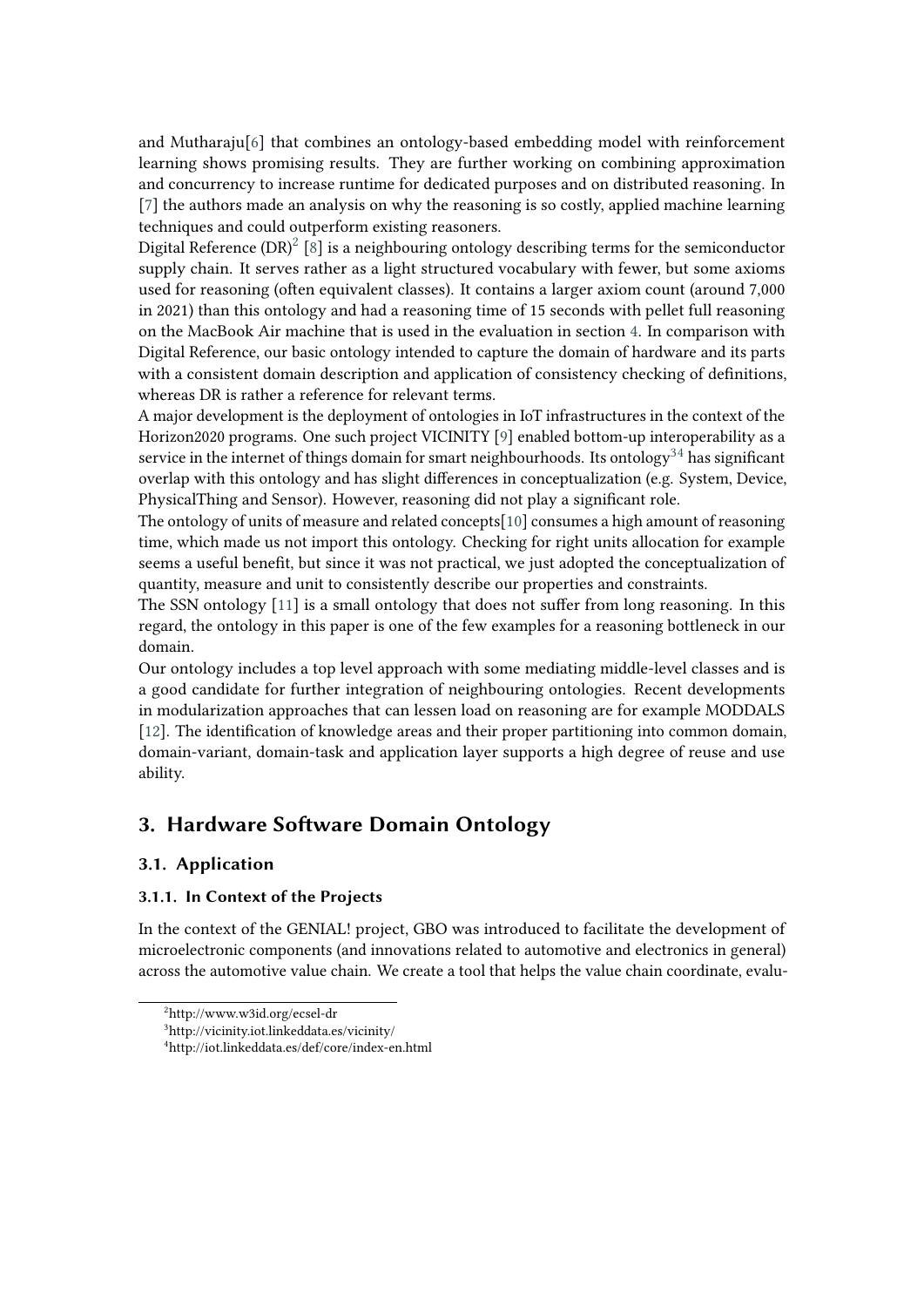and Mutharaju[6] that combines an ontology-based embedding model with reinforcement learning shows promising results. They are further working on combining approximation and concurrency to increase runtime for dedicated purposes and on distributed reasoning. In [7] the authors made an analysis on why the reasoning is so costly, applied machine learning techniques and could outperform existing reasoners.

Digital Reference (DR)[2] [8] is a neighbouring ontology describing terms for the semiconductor supply chain. It serves rather as a light structured vocabulary with fewer, but some axioms used for reasoning (often equivalent classes). It contains a larger axiom count (around 7,000 in 2021) than this ontology and had a reasoning time of 15 seconds with pellet full reasoning on the MacBook Air machine that is used in the evaluation in section 4. In comparison with Digital Reference, our basic ontology intended to capture the domain of hardware and its parts with a consistent domain description and application of consistency checking of definitions, whereas DR is rather a reference for relevant terms.

A major development is the deployment of ontologies in IoT infrastructures in the context of the Horizon2020 programs. One such project VICINITY [9] enabled bottom-up interoperability as a service in the internet of things domain for smart neighbourhoods. Its ontology[3,4] has significant overlap with this ontology and has slight differences in conceptualization (e.g. System, Device, PhysicalThing and Sensor). However, reasoning did not play a significant role.

The ontology of units of measure and related concepts[10] consumes a high amount of reasoning time, which made us not import this ontology. Checking for right units allocation for example seems a useful benefit, but since it was not practical, we just adopted the conceptualization of quantity, measure and unit to consistently describe our properties and constraints.

The SSN ontology [11] is a small ontology that does not suffer from long reasoning. In this regard, the ontology in this paper is one of the few examples for a reasoning bottleneck in our domain.

Our ontology includes a top level approach with some mediating middle-level classes and is a good candidate for further integration of neighbouring ontologies. Recent developments in modularization approaches that can lessen load on reasoning are for example MODDALS [12]. The identification of knowledge areas and their proper partitioning into common domain, domain-variant, domain-task and application layer supports a high degree of reuse and use ability.

## 3. Hardware Software Domain Ontology

### 3.1. Application

#### 3.1.1. In Context of the Projects

In the context of the GENIAL! project, GBO was introduced to facilitate the development of microelectronic components (and innovations related to automotive and electronics in general) across the automotive value chain. We create a tool that helps the value chain coordinate, evalu-

---

[2] http://www.w3id.org/ecsel-dr

[3] http://vicinity.iot.linkeddata.es/vicinity/

[4] http://iot.linkeddata.es/def/core/index-en.html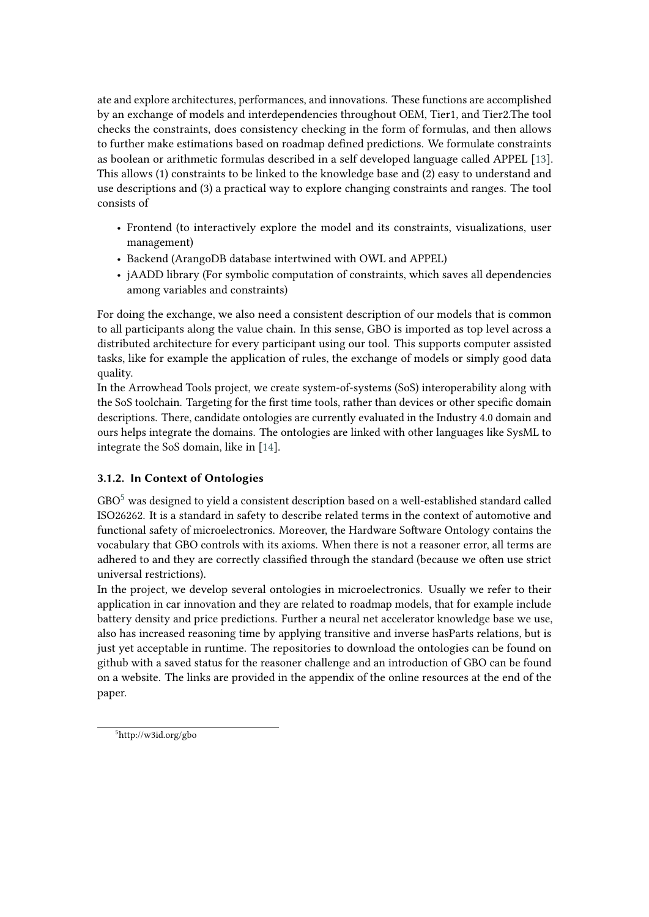ate and explore architectures, performances, and innovations. These functions are accomplished by an exchange of models and interdependencies throughout OEM, Tier1, and Tier2.The tool checks the constraints, does consistency checking in the form of formulas, and then allows to further make estimations based on roadmap defined predictions. We formulate constraints as boolean or arithmetic formulas described in a self developed language called APPEL [13]. This allows (1) constraints to be linked to the knowledge base and (2) easy to understand and use descriptions and (3) a practical way to explore changing constraints and ranges. The tool consists of

- Frontend (to interactively explore the model and its constraints, visualizations, user management)
- Backend (ArangoDB database intertwined with OWL and APPEL)
- jAADD library (For symbolic computation of constraints, which saves all dependencies among variables and constraints)

For doing the exchange, we also need a consistent description of our models that is common to all participants along the value chain. In this sense, GBO is imported as top level across a distributed architecture for every participant using our tool. This supports computer assisted tasks, like for example the application of rules, the exchange of models or simply good data quality.
In the Arrowhead Tools project, we create system-of-systems (SoS) interoperability along with the SoS toolchain. Targeting for the first time tools, rather than devices or other specific domain descriptions. There, candidate ontologies are currently evaluated in the Industry 4.0 domain and ours helps integrate the domains. The ontologies are linked with other languages like SysML to integrate the SoS domain, like in [14].

### 3.1.2. In Context of Ontologies

GBO[5] was designed to yield a consistent description based on a well-established standard called ISO26262. It is a standard in safety to describe related terms in the context of automotive and functional safety of microelectronics. Moreover, the Hardware Software Ontology contains the vocabulary that GBO controls with its axioms. When there is not a reasoner error, all terms are adhered to and they are correctly classified through the standard (because we often use strict universal restrictions).
In the project, we develop several ontologies in microelectronics. Usually we refer to their application in car innovation and they are related to roadmap models, that for example include battery density and price predictions. Further a neural net accelerator knowledge base we use, also has increased reasoning time by applying transitive and inverse hasParts relations, but is just yet acceptable in runtime. The repositories to download the ontologies can be found on github with a saved status for the reasoner challenge and an introduction of GBO can be found on a website. The links are provided in the appendix of the online resources at the end of the paper.

[5] http://w3id.org/gbo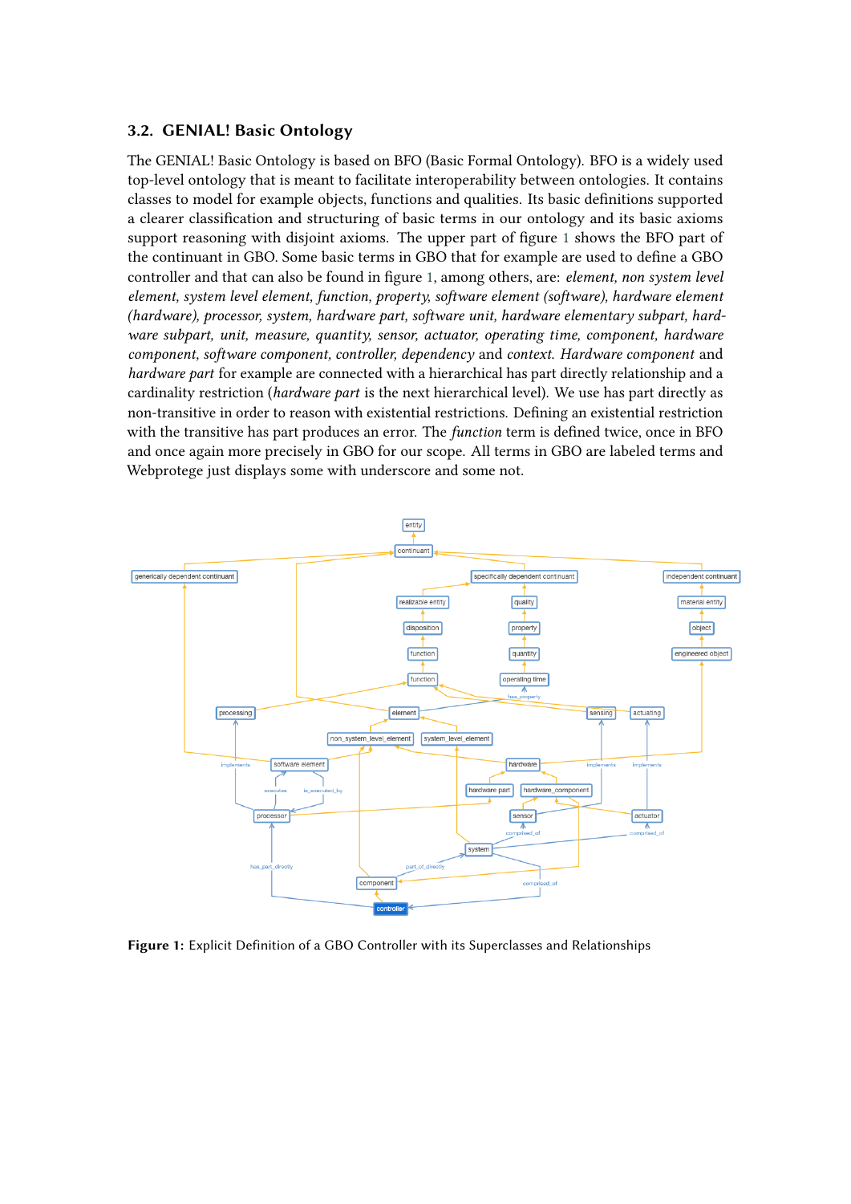### 3.2. GENIAL! Basic Ontology

The GENIAL! Basic Ontology is based on BFO (Basic Formal Ontology). BFO is a widely used top-level ontology that is meant to facilitate interoperability between ontologies. It contains classes to model for example objects, functions and qualities. Its basic definitions supported a clearer classification and structuring of basic terms in our ontology and its basic axioms support reasoning with disjoint axioms. The upper part of figure 1 shows the BFO part of the continuant in GBO. Some basic terms in GBO that for example are used to define a GBO controller and that can also be found in figure 1, among others, are: *element, non system level element, system level element, function, property, software element (software), hardware element (hardware), processor, system, hardware part, software unit, hardware elementary subpart, hardware subpart, unit, measure, quantity, sensor, actuator, operating time, component, hardware component, software component, controller, dependency* and *context*. *Hardware component* and *hardware part* for example are connected with a hierarchical has part directly relationship and a cardinality restriction (*hardware part* is the next hierarchical level). We use has part directly as non-transitive in order to reason with existential restrictions. Defining an existential restriction with the transitive has part produces an error. The *function* term is defined twice, once in BFO and once again more precisely in GBO for our scope. All terms in GBO are labeled terms and Webprotege just displays some with underscore and some not.

**Figure 1:** Explicit Definition of a GBO Controller with its Superclasses and Relationships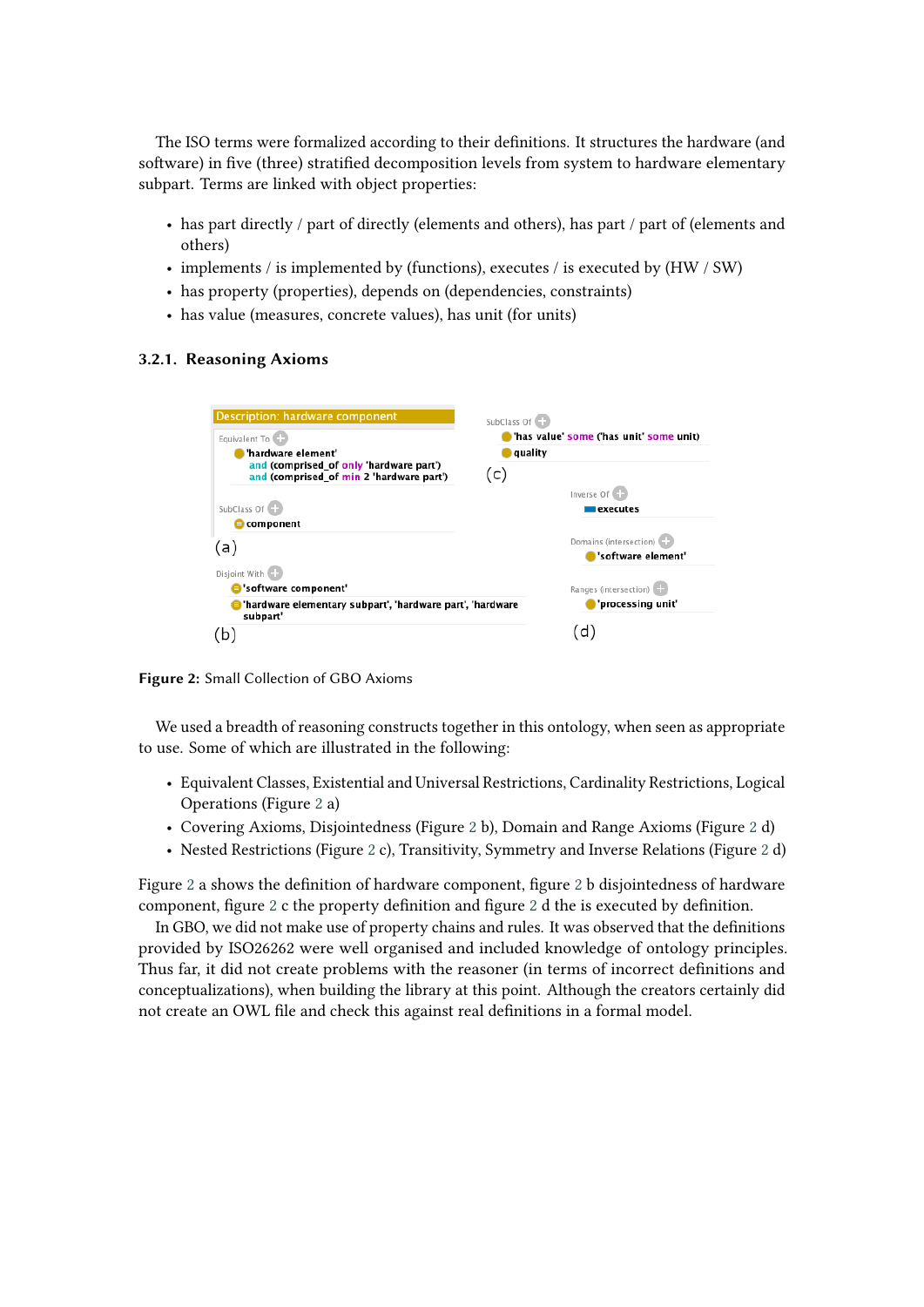The ISO terms were formalized according to their definitions. It structures the hardware (and software) in five (three) stratified decomposition levels from system to hardware elementary subpart. Terms are linked with object properties:

- has part directly / part of directly (elements and others), has part / part of (elements and others)
- implements / is implemented by (functions), executes / is executed by (HW / SW)
- has property (properties), depends on (dependencies, constraints)
- has value (measures, concrete values), has unit (for units)

### 3.2.1. Reasoning Axioms

Description: hardware component

Equivalent To
'hardware element'
and (comprised_of only 'hardware part')
and (comprised_of min 2 'hardware part')

SubClass Of
component

(a)

Disjoint With
'software component'
'hardware elementary subpart', 'hardware part', 'hardware subpart'

(b)

SubClass Of
'has value' some ('has unit' some unit)
quality

(c)

Inverse Of
executes

Domains (intersection)
'software element'

Ranges (intersection)
'processing unit'

(d)

**Figure 2:** Small Collection of GBO Axioms

We used a breadth of reasoning constructs together in this ontology, when seen as appropriate to use. Some of which are illustrated in the following:

- Equivalent Classes, Existential and Universal Restrictions, Cardinality Restrictions, Logical Operations (Figure 2 a)
- Covering Axioms, Disjointedness (Figure 2 b), Domain and Range Axioms (Figure 2 d)
- Nested Restrictions (Figure 2 c), Transitivity, Symmetry and Inverse Relations (Figure 2 d)

Figure 2 a shows the definition of hardware component, figure 2 b disjointedness of hardware component, figure 2 c the property definition and figure 2 d the is executed by definition.

In GBO, we did not make use of property chains and rules. It was observed that the definitions provided by ISO26262 were well organised and included knowledge of ontology principles. Thus far, it did not create problems with the reasoner (in terms of incorrect definitions and conceptualizations), when building the library at this point. Although the creators certainly did not create an OWL file and check this against real definitions in a formal model.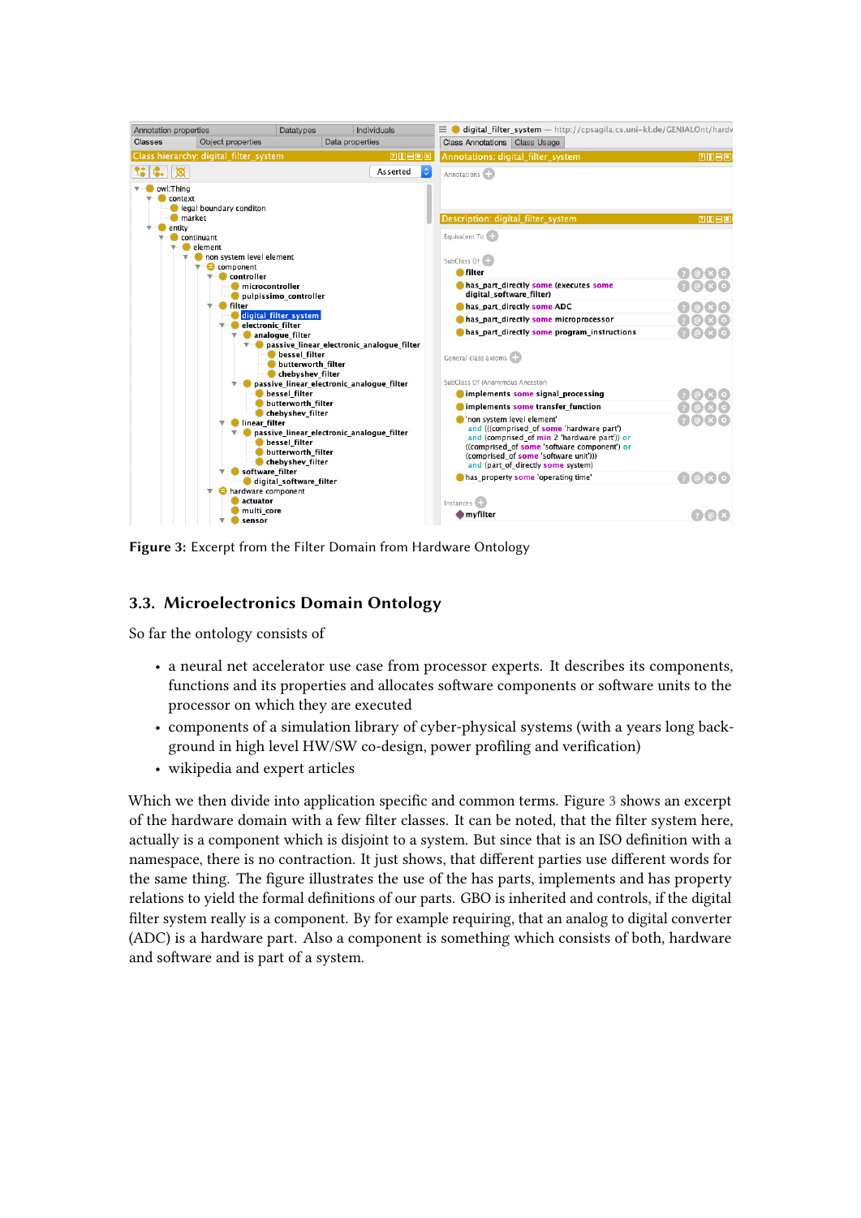Figure 3: Excerpt from the Filter Domain from Hardware Ontology

### 3.3. Microelectronics Domain Ontology

So far the ontology consists of

- a neural net accelerator use case from processor experts. It describes its components, functions and its properties and allocates software components or software units to the processor on which they are executed
- components of a simulation library of cyber-physical systems (with a years long background in high level HW/SW co-design, power profiling and verification)
- wikipedia and expert articles

Which we then divide into application specific and common terms. Figure 3 shows an excerpt of the hardware domain with a few filter classes. It can be noted, that the filter system here, actually is a component which is disjoint to a system. But since that is an ISO definition with a namespace, there is no contraction. It just shows, that different parties use different words for the same thing. The figure illustrates the use of the has parts, implements and has property relations to yield the formal definitions of our parts. GBO is inherited and controls, if the digital filter system really is a component. By for example requiring, that an analog to digital converter (ADC) is a hardware part. Also a component is something which consists of both, hardware and software and is part of a system.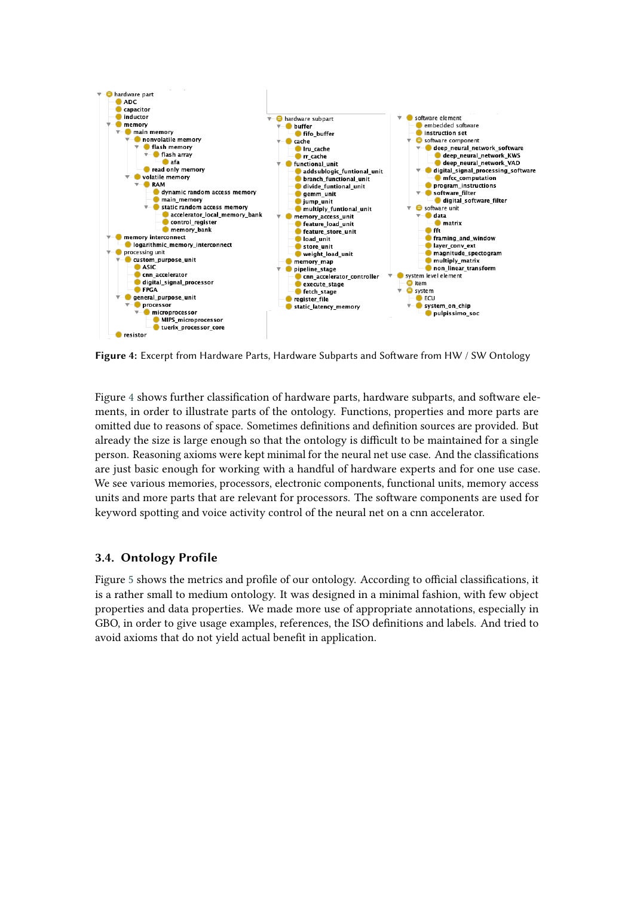Figure 4: Excerpt from Hardware Parts, Hardware Subparts and Software from HW / SW Ontology

Figure 4 shows further classification of hardware parts, hardware subparts, and software elements, in order to illustrate parts of the ontology. Functions, properties and more parts are omitted due to reasons of space. Sometimes definitions and definition sources are provided. But already the size is large enough so that the ontology is difficult to be maintained for a single person. Reasoning axioms were kept minimal for the neural net use case. And the classifications are just basic enough for working with a handful of hardware experts and for one use case. We see various memories, processors, electronic components, functional units, memory access units and more parts that are relevant for processors. The software components are used for keyword spotting and voice activity control of the neural net on a cnn accelerator.

### 3.4. Ontology Profile

Figure 5 shows the metrics and profile of our ontology. According to official classifications, it is a rather small to medium ontology. It was designed in a minimal fashion, with few object properties and data properties. We made more use of appropriate annotations, especially in GBO, in order to give usage examples, references, the ISO definitions and labels. And tried to avoid axioms that do not yield actual benefit in application.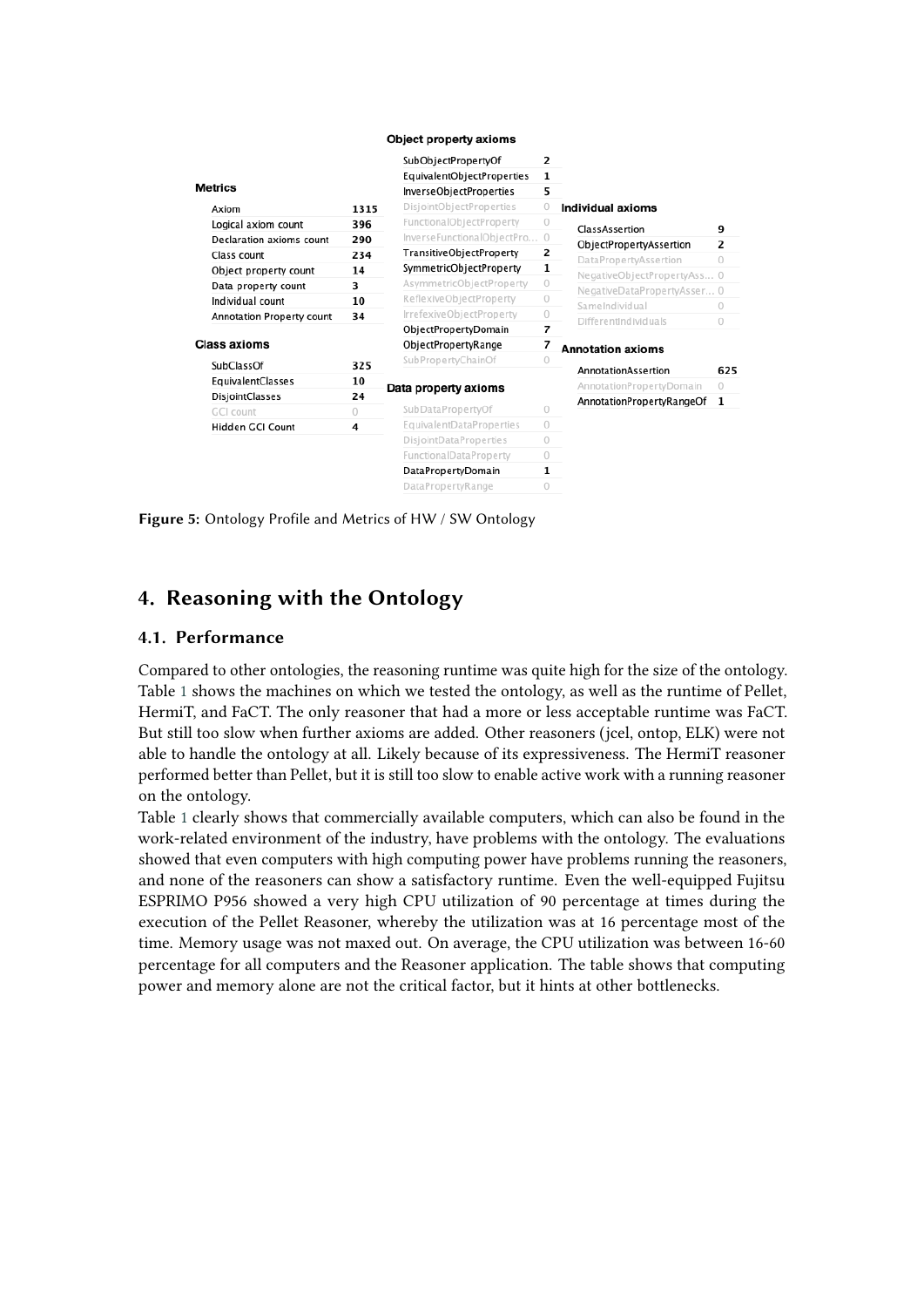**Metrics**

| Axiom | 1315 |
|---|---|
| Logical axiom count | 396 |
| Declaration axioms count | 290 |
| Class count | 234 |
| Object property count | 14 |
| Data property count | 3 |
| Individual count | 10 |
| Annotation Property count | 34 |

**Class axioms**

| SubClassOf | 325 |
|---|---|
| EquivalentClasses | 10 |
| DisjointClasses | 24 |
| GCI count | 0 |
| Hidden GCI Count | 4 |

**Object property axioms**

| SubObjectPropertyOf | 2 |
|---|---|
| EquivalentObjectProperties | 1 |
| InverseObjectProperties | 5 |
| DisjointObjectProperties | 0 |
| FunctionalObjectProperty | 0 |
| InverseFunctionalObjectPro... | 0 |
| TransitiveObjectProperty | 2 |
| SymmetricObjectProperty | 1 |
| AsymmetricObjectProperty | 0 |
| ReflexiveObjectProperty | 0 |
| IrrefexiveObjectProperty | 0 |
| ObjectPropertyDomain | 7 |
| ObjectPropertyRange | 7 |
| SubPropertyChainOf | 0 |

**Data property axioms**

| SubDataPropertyOf | 0 |
|---|---|
| EquivalentDataProperties | 0 |
| DisjointDataProperties | 0 |
| FunctionalDataProperty | 0 |
| DataPropertyDomain | 1 |
| DataPropertyRange | 0 |

**Individual axioms**

| ClassAssertion | 9 |
|---|---|
| ObjectPropertyAssertion | 2 |
| DataPropertyAssertion | 0 |
| NegativeObjectPropertyAss... | 0 |
| NegativeDataPropertyAsser... | 0 |
| SameIndividual | 0 |
| DifferentIndividuals | 0 |

**Annotation axioms**

| AnnotationAssertion | 625 |
|---|---|
| AnnotationPropertyDomain | 0 |
| AnnotationPropertyRangeOf | 1 |

**Figure 5:** Ontology Profile and Metrics of HW / SW Ontology

## 4. Reasoning with the Ontology

### 4.1. Performance

Compared to other ontologies, the reasoning runtime was quite high for the size of the ontology. Table 1 shows the machines on which we tested the ontology, as well as the runtime of Pellet, HermiT, and FaCT. The only reasoner that had a more or less acceptable runtime was FaCT. But still too slow when further axioms are added. Other reasoners (jcel, ontop, ELK) were not able to handle the ontology at all. Likely because of its expressiveness. The HermiT reasoner performed better than Pellet, but it is still too slow to enable active work with a running reasoner on the ontology.

Table 1 clearly shows that commercially available computers, which can also be found in the work-related environment of the industry, have problems with the ontology. The evaluations showed that even computers with high computing power have problems running the reasoners, and none of the reasoners can show a satisfactory runtime. Even the well-equipped Fujitsu ESPRIMO P956 showed a very high CPU utilization of 90 percentage at times during the execution of the Pellet Reasoner, whereby the utilization was at 16 percentage most of the time. Memory usage was not maxed out. On average, the CPU utilization was between 16-60 percentage for all computers and the Reasoner application. The table shows that computing power and memory alone are not the critical factor, but it hints at other bottlenecks.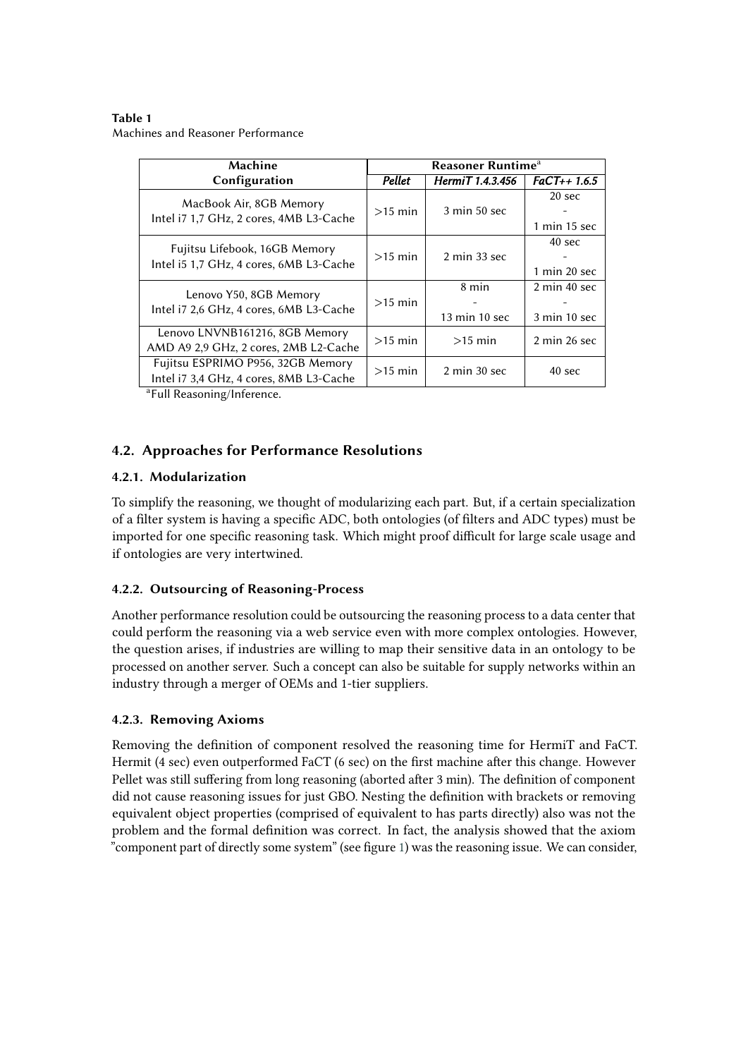**Table 1**
Machines and Reasoner Performance

| Machine Configuration | Reasoner Runtime[a] | | |
|---|---|---|---|
| | *Pellet* | *HermiT 1.4.3.456* | *FaCT++ 1.6.5* |
| MacBook Air, 8GB Memory Intel i7 1,7 GHz, 2 cores, 4MB L3-Cache | >15 min | 3 min 50 sec | 20 sec - 1 min 15 sec |
| Fujitsu Lifebook, 16GB Memory Intel i5 1,7 GHz, 4 cores, 6MB L3-Cache | >15 min | 2 min 33 sec | 40 sec - 1 min 20 sec |
| Lenovo Y50, 8GB Memory Intel i7 2,6 GHz, 4 cores, 6MB L3-Cache | >15 min | 8 min - 13 min 10 sec | 2 min 40 sec - 3 min 10 sec |
| Lenovo LNVNB161216, 8GB Memory AMD A9 2,9 GHz, 2 cores, 2MB L2-Cache | >15 min | >15 min | 2 min 26 sec |
| Fujitsu ESPRIMO P956, 32GB Memory Intel i7 3,4 GHz, 4 cores, 8MB L3-Cache | >15 min | 2 min 30 sec | 40 sec |

[a]Full Reasoning/Inference.

### 4.2. Approaches for Performance Resolutions

#### 4.2.1. Modularization

To simplify the reasoning, we thought of modularizing each part. But, if a certain specialization of a filter system is having a specific ADC, both ontologies (of filters and ADC types) must be imported for one specific reasoning task. Which might proof difficult for large scale usage and if ontologies are very intertwined.

#### 4.2.2. Outsourcing of Reasoning-Process

Another performance resolution could be outsourcing the reasoning process to a data center that could perform the reasoning via a web service even with more complex ontologies. However, the question arises, if industries are willing to map their sensitive data in an ontology to be processed on another server. Such a concept can also be suitable for supply networks within an industry through a merger of OEMs and 1-tier suppliers.

#### 4.2.3. Removing Axioms

Removing the definition of component resolved the reasoning time for HermiT and FaCT. Hermit (4 sec) even outperformed FaCT (6 sec) on the first machine after this change. However Pellet was still suffering from long reasoning (aborted after 3 min). The definition of component did not cause reasoning issues for just GBO. Nesting the definition with brackets or removing equivalent object properties (comprised of equivalent to has parts directly) also was not the problem and the formal definition was correct. In fact, the analysis showed that the axiom "component part of directly some system" (see figure 1) was the reasoning issue. We can consider,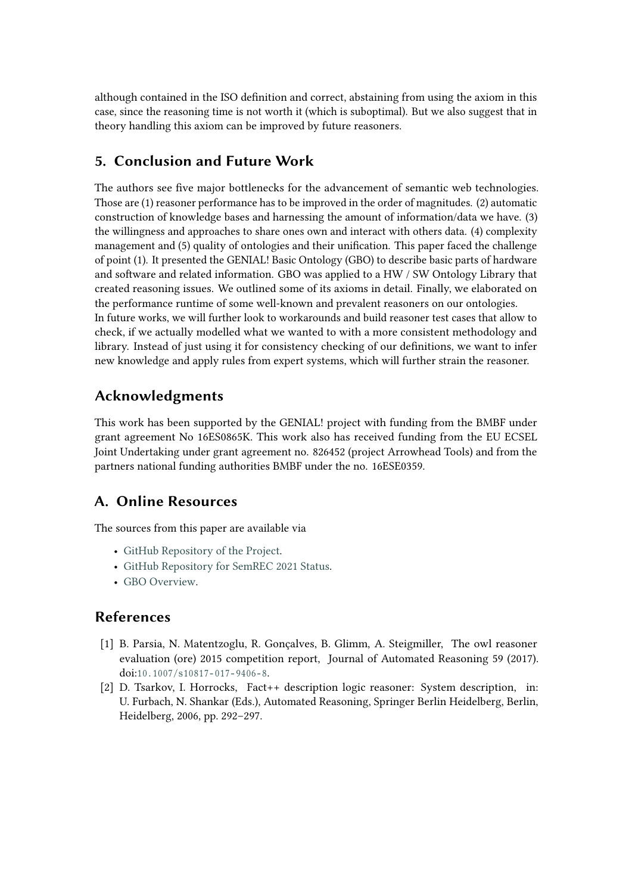although contained in the ISO definition and correct, abstaining from using the axiom in this case, since the reasoning time is not worth it (which is suboptimal). But we also suggest that in theory handling this axiom can be improved by future reasoners.

## 5. Conclusion and Future Work

The authors see five major bottlenecks for the advancement of semantic web technologies. Those are (1) reasoner performance has to be improved in the order of magnitudes. (2) automatic construction of knowledge bases and harnessing the amount of information/data we have. (3) the willingness and approaches to share ones own and interact with others data. (4) complexity management and (5) quality of ontologies and their unification. This paper faced the challenge of point (1). It presented the GENIAL! Basic Ontology (GBO) to describe basic parts of hardware and software and related information. GBO was applied to a HW / SW Ontology Library that created reasoning issues. We outlined some of its axioms in detail. Finally, we elaborated on the performance runtime of some well-known and prevalent reasoners on our ontologies.
In future works, we will further look to workarounds and build reasoner test cases that allow to check, if we actually modelled what we wanted to with a more consistent methodology and library. Instead of just using it for consistency checking of our definitions, we want to infer new knowledge and apply rules from expert systems, which will further strain the reasoner.

## Acknowledgments

This work has been supported by the GENIAL! project with funding from the BMBF under grant agreement No 16ES0865K. This work also has received funding from the EU ECSEL Joint Undertaking under grant agreement no. 826452 (project Arrowhead Tools) and from the partners national funding authorities BMBF under the no. 16ESE0359.

## A. Online Resources

The sources from this paper are available via

- GitHub Repository of the Project.
- GitHub Repository for SemREC 2021 Status.
- GBO Overview.

## References

[1] B. Parsia, N. Matentzoglu, R. Gonçalves, B. Glimm, A. Steigmiller, The owl reasoner evaluation (ore) 2015 competition report, Journal of Automated Reasoning 59 (2017). doi:10.1007/s10817-017-9406-8.

[2] D. Tsarkov, I. Horrocks, Fact++ description logic reasoner: System description, in: U. Furbach, N. Shankar (Eds.), Automated Reasoning, Springer Berlin Heidelberg, Berlin, Heidelberg, 2006, pp. 292–297.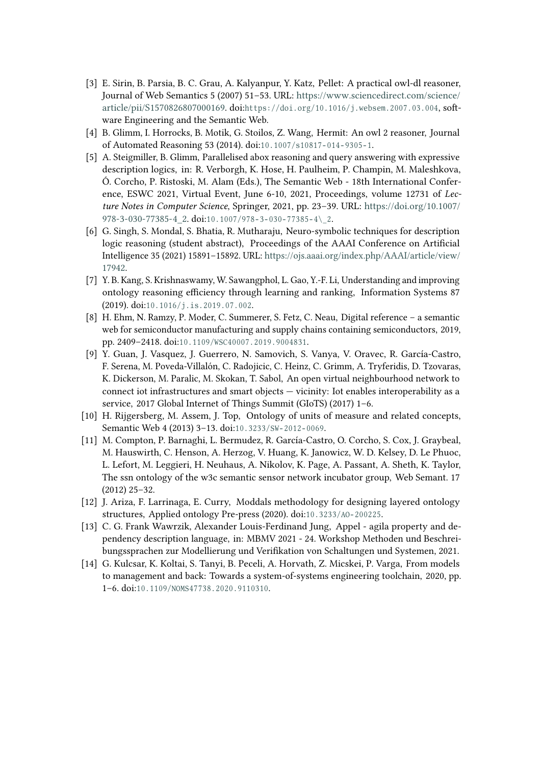[3] E. Sirin, B. Parsia, B. C. Grau, A. Kalyanpur, Y. Katz, Pellet: A practical owl-dl reasoner, Journal of Web Semantics 5 (2007) 51–53. URL: https://www.sciencedirect.com/science/article/pii/S1570826807000169. doi:https://doi.org/10.1016/j.websem.2007.03.004, software Engineering and the Semantic Web.

[4] B. Glimm, I. Horrocks, B. Motik, G. Stoilos, Z. Wang, Hermit: An owl 2 reasoner, Journal of Automated Reasoning 53 (2014). doi:10.1007/s10817-014-9305-1.

[5] A. Steigmiller, B. Glimm, Parallelised abox reasoning and query answering with expressive description logics, in: R. Verborgh, K. Hose, H. Paulheim, P. Champin, M. Maleshkova, Ó. Corcho, P. Ristoski, M. Alam (Eds.), The Semantic Web - 18th International Conference, ESWC 2021, Virtual Event, June 6-10, 2021, Proceedings, volume 12731 of *Lecture Notes in Computer Science*, Springer, 2021, pp. 23–39. URL: https://doi.org/10.1007/978-3-030-77385-4_2. doi:10.1007/978-3-030-77385-4\_2.

[6] G. Singh, S. Mondal, S. Bhatia, R. Mutharaju, Neuro-symbolic techniques for description logic reasoning (student abstract), Proceedings of the AAAI Conference on Artificial Intelligence 35 (2021) 15891–15892. URL: https://ojs.aaai.org/index.php/AAAI/article/view/17942.

[7] Y. B. Kang, S. Krishnaswamy, W. Sawangphol, L. Gao, Y.-F. Li, Understanding and improving ontology reasoning efficiency through learning and ranking, Information Systems 87 (2019). doi:10.1016/j.is.2019.07.002.

[8] H. Ehm, N. Ramzy, P. Moder, C. Summerer, S. Fetz, C. Neau, Digital reference – a semantic web for semiconductor manufacturing and supply chains containing semiconductors, 2019, pp. 2409–2418. doi:10.1109/WSC40007.2019.9004831.

[9] Y. Guan, J. Vasquez, J. Guerrero, N. Samovich, S. Vanya, V. Oravec, R. García-Castro, F. Serena, M. Poveda-Villalón, C. Radojicic, C. Heinz, C. Grimm, A. Tryferidis, D. Tzovaras, K. Dickerson, M. Paralic, M. Skokan, T. Sabol, An open virtual neighbourhood network to connect iot infrastructures and smart objects — vicinity: Iot enables interoperability as a service, 2017 Global Internet of Things Summit (GIoTS) (2017) 1–6.

[10] H. Rijgersberg, M. Assem, J. Top, Ontology of units of measure and related concepts, Semantic Web 4 (2013) 3–13. doi:10.3233/SW-2012-0069.

[11] M. Compton, P. Barnaghi, L. Bermudez, R. García-Castro, O. Corcho, S. Cox, J. Graybeal, M. Hauswirth, C. Henson, A. Herzog, V. Huang, K. Janowicz, W. D. Kelsey, D. Le Phuoc, L. Lefort, M. Leggieri, H. Neuhaus, A. Nikolov, K. Page, A. Passant, A. Sheth, K. Taylor, The ssn ontology of the w3c semantic sensor network incubator group, Web Semant. 17 (2012) 25–32.

[12] J. Ariza, F. Larrinaga, E. Curry, Moddals methodology for designing layered ontology structures, Applied ontology Pre-press (2020). doi:10.3233/AO-200225.

[13] C. G. Frank Wawrzik, Alexander Louis-Ferdinand Jung, Appel - agila property and dependency description language, in: MBMV 2021 - 24. Workshop Methoden und Beschreibungssprachen zur Modellierung und Verifikation von Schaltungen und Systemen, 2021.

[14] G. Kulcsar, K. Koltai, S. Tanyi, B. Peceli, A. Horvath, Z. Micskei, P. Varga, From models to management and back: Towards a system-of-systems engineering toolchain, 2020, pp. 1–6. doi:10.1109/NOMS47738.2020.9110310.